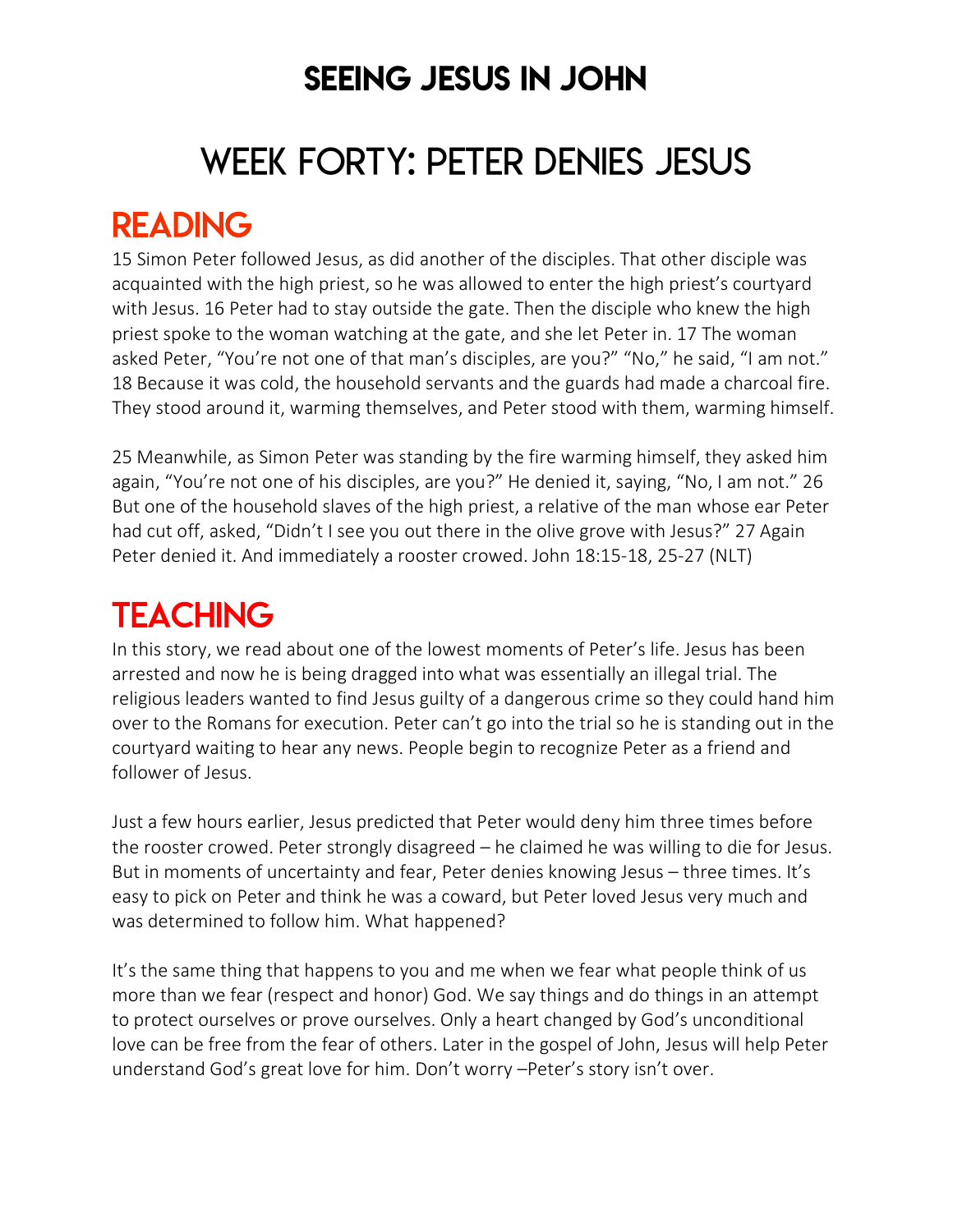# SEEING JESUS IN JOHN

# WEEK FORTY: PETER DENIES JESUS

## READING

15 Simon Peter followed Jesus, as did another of the disciples. That other disciple was acquainted with the high priest, so he was allowed to enter the high priest's courtyard with Jesus. 16 Peter had to stay outside the gate. Then the disciple who knew the high priest spoke to the woman watching at the gate, and she let Peter in. 17 The woman asked Peter, "You're not one of that man's disciples, are you?" "No," he said, "I am not." 18 Because it was cold, the household servants and the guards had made a charcoal fire. They stood around it, warming themselves, and Peter stood with them, warming himself.

25 Meanwhile, as Simon Peter was standing by the fire warming himself, they asked him again, "You're not one of his disciples, are you?" He denied it, saying, "No, I am not." 26 But one of the household slaves of the high priest, a relative of the man whose ear Peter had cut off, asked, "Didn't I see you out there in the olive grove with Jesus?" 27 Again Peter denied it. And immediately a rooster crowed. John 18:15-18, 25-27 (NLT)

## TEACHING

In this story, we read about one of the lowest moments of Peter's life. Jesus has been arrested and now he is being dragged into what was essentially an illegal trial. The religious leaders wanted to find Jesus guilty of a dangerous crime so they could hand him over to the Romans for execution. Peter can't go into the trial so he is standing out in the courtyard waiting to hear any news. People begin to recognize Peter as a friend and follower of Jesus.

Just a few hours earlier, Jesus predicted that Peter would deny him three times before the rooster crowed. Peter strongly disagreed – he claimed he was willing to die for Jesus. But in moments of uncertainty and fear, Peter denies knowing Jesus – three times. It's easy to pick on Peter and think he was a coward, but Peter loved Jesus very much and was determined to follow him. What happened?

It's the same thing that happens to you and me when we fear what people think of us more than we fear (respect and honor) God. We say things and do things in an attempt to protect ourselves or prove ourselves. Only a heart changed by God's unconditional love can be free from the fear of others. Later in the gospel of John, Jesus will help Peter understand God's great love for him. Don't worry –Peter's story isn't over.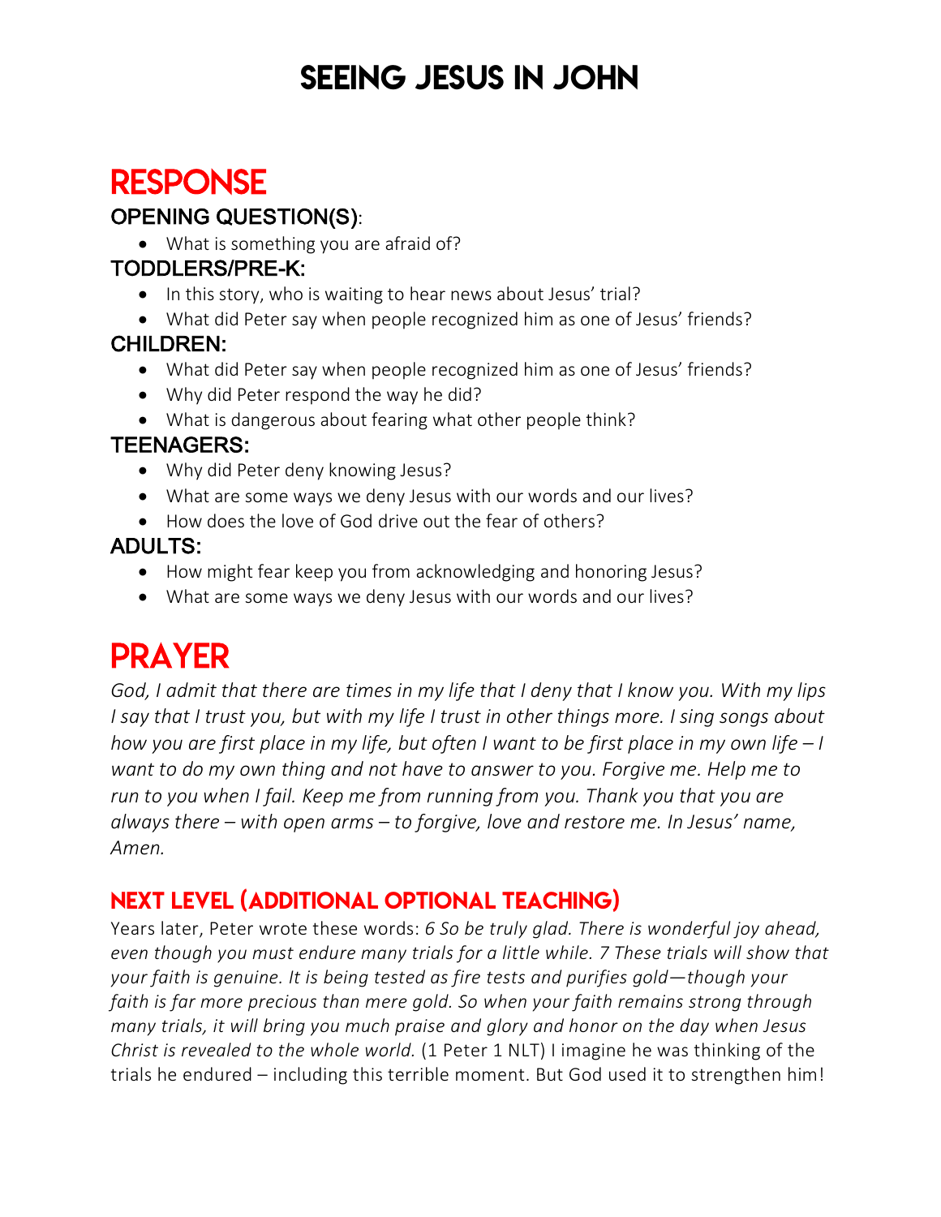# SEEING JESUS IN JOHN

## RESPONSE

### OPENING QUESTION(S):

- What is something you are afraid of?

### TODDLERS/PRE-K:

- In this story, who is waiting to hear news about Jesus' trial?
- What did Peter say when people recognized him as one of Jesus' friends?

### CHILDREN:

- What did Peter say when people recognized him as one of Jesus' friends?
- Why did Peter respond the way he did?
- What is dangerous about fearing what other people think?

### TEENAGERS:

- Why did Peter deny knowing Jesus?
- What are some ways we deny Jesus with our words and our lives?
- How does the love of God drive out the fear of others?

### ADULTS:

- How might fear keep you from acknowledging and honoring Jesus?
- What are some ways we deny Jesus with our words and our lives?

## PRAYER

*God, I admit that there are times in my life that I deny that I know you. With my lips I say that I trust you, but with my life I trust in other things more. I sing songs about how you are first place in my life, but often I want to be first place in my own life – I want to do my own thing and not have to answer to you. Forgive me. Help me to run to you when I fail. Keep me from running from you. Thank you that you are always there – with open arms – to forgive, love and restore me. In Jesus' name, Amen.*

### NEXT LEVEL (ADDITIONAL OPTIONAL TEACHING)

Years later, Peter wrote these words: *6 So be truly glad. There is wonderful joy ahead, even though you must endure many trials for a little while. 7 These trials will show that your faith is genuine. It is being tested as fire tests and purifies gold—though your faith is far more precious than mere gold. So when your faith remains strong through many trials, it will bring you much praise and glory and honor on the day when Jesus Christ is revealed to the whole world.* (1 Peter 1 NLT) I imagine he was thinking of the trials he endured – including this terrible moment. But God used it to strengthen him!